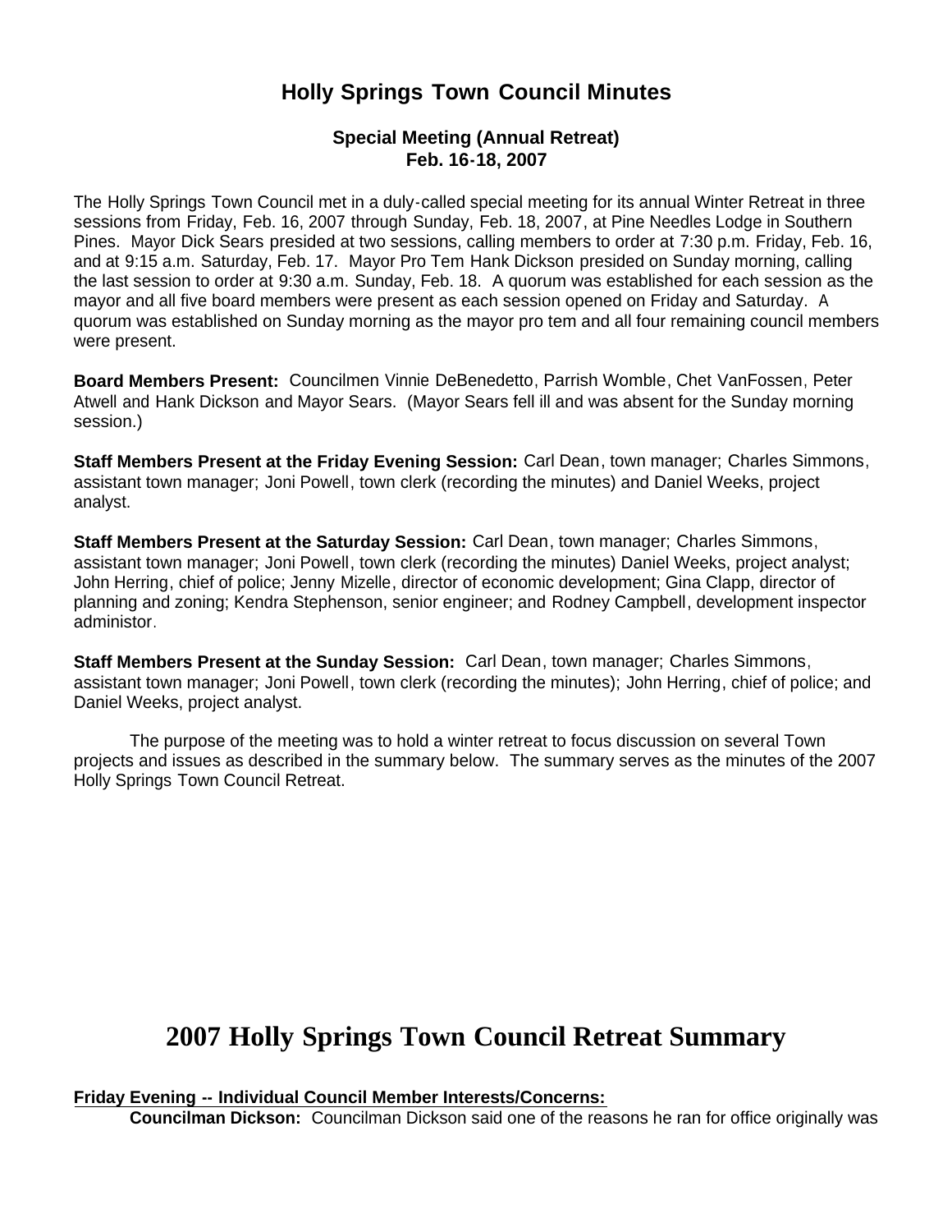# Holly Springs Town Council Minutes

### Special Meeting (Annual Retreat)
### Feb. 16-18, 2007

The Holly Springs Town Council met in a duly-called special meeting for its annual Winter Retreat in three sessions from Friday, Feb. 16, 2007 through Sunday, Feb. 18, 2007, at Pine Needles Lodge in Southern Pines. Mayor Dick Sears presided at two sessions, calling members to order at 7:30 p.m. Friday, Feb. 16, and at 9:15 a.m. Saturday, Feb. 17. Mayor Pro Tem Hank Dickson presided on Sunday morning, calling the last session to order at 9:30 a.m. Sunday, Feb. 18. A quorum was established for each session as the mayor and all five board members were present as each session opened on Friday and Saturday. A quorum was established on Sunday morning as the mayor pro tem and all four remaining council members were present.

**Board Members Present:** Councilmen Vinnie DeBenedetto, Parrish Womble, Chet VanFossen, Peter Atwell and Hank Dickson and Mayor Sears. (Mayor Sears fell ill and was absent for the Sunday morning session.)

**Staff Members Present at the Friday Evening Session:** Carl Dean, town manager; Charles Simmons, assistant town manager; Joni Powell, town clerk (recording the minutes) and Daniel Weeks, project analyst.

**Staff Members Present at the Saturday Session:** Carl Dean, town manager; Charles Simmons, assistant town manager; Joni Powell, town clerk (recording the minutes) Daniel Weeks, project analyst; John Herring, chief of police; Jenny Mizelle, director of economic development; Gina Clapp, director of planning and zoning; Kendra Stephenson, senior engineer; and Rodney Campbell, development inspector administor.

**Staff Members Present at the Sunday Session:** Carl Dean, town manager; Charles Simmons, assistant town manager; Joni Powell, town clerk (recording the minutes); John Herring, chief of police; and Daniel Weeks, project analyst.

The purpose of the meeting was to hold a winter retreat to focus discussion on several Town projects and issues as described in the summary below. The summary serves as the minutes of the 2007 Holly Springs Town Council Retreat.

# 2007 Holly Springs Town Council Retreat Summary

**Friday Evening -- Individual Council Member Interests/Concerns:**

**Councilman Dickson:** Councilman Dickson said one of the reasons he ran for office originally was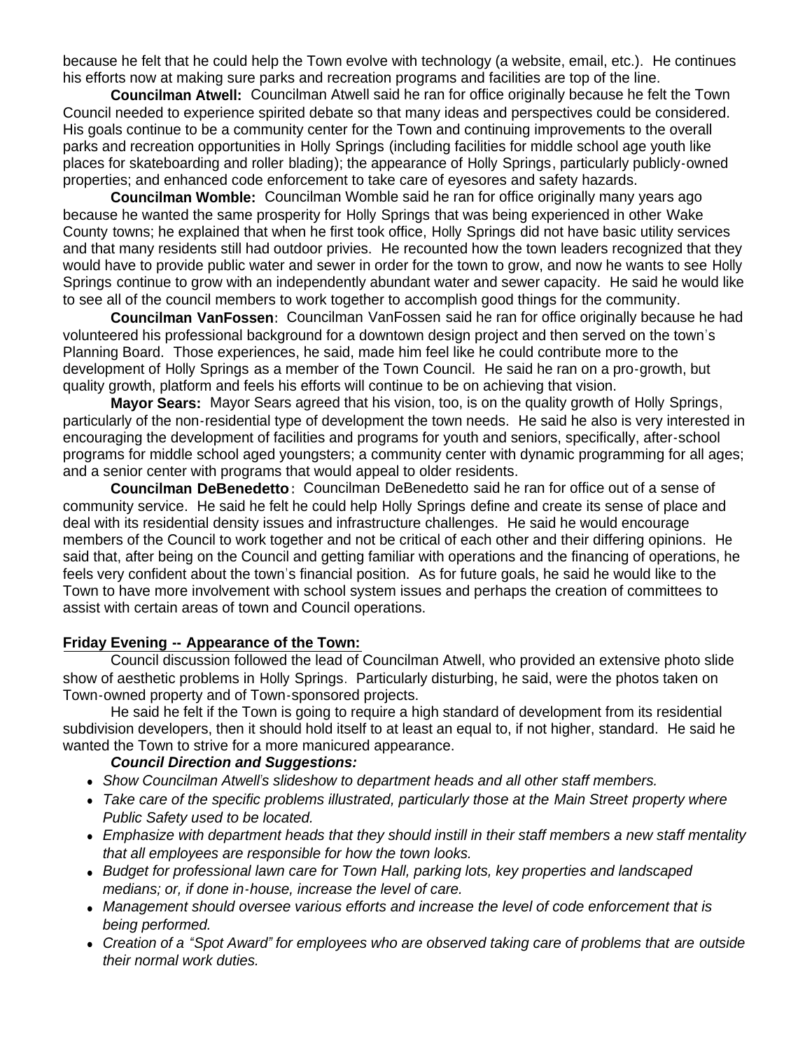because he felt that he could help the Town evolve with technology (a website, email, etc.). He continues his efforts now at making sure parks and recreation programs and facilities are top of the line.

**Councilman Atwell:** Councilman Atwell said he ran for office originally because he felt the Town Council needed to experience spirited debate so that many ideas and perspectives could be considered. His goals continue to be a community center for the Town and continuing improvements to the overall parks and recreation opportunities in Holly Springs (including facilities for middle school age youth like places for skateboarding and roller blading); the appearance of Holly Springs, particularly publicly-owned properties; and enhanced code enforcement to take care of eyesores and safety hazards.

**Councilman Womble:** Councilman Womble said he ran for office originally many years ago because he wanted the same prosperity for Holly Springs that was being experienced in other Wake County towns; he explained that when he first took office, Holly Springs did not have basic utility services and that many residents still had outdoor privies. He recounted how the town leaders recognized that they would have to provide public water and sewer in order for the town to grow, and now he wants to see Holly Springs continue to grow with an independently abundant water and sewer capacity. He said he would like to see all of the council members to work together to accomplish good things for the community.

**Councilman VanFossen**: Councilman VanFossen said he ran for office originally because he had volunteered his professional background for a downtown design project and then served on the town's Planning Board. Those experiences, he said, made him feel like he could contribute more to the development of Holly Springs as a member of the Town Council. He said he ran on a pro-growth, but quality growth, platform and feels his efforts will continue to be on achieving that vision.

**Mayor Sears:** Mayor Sears agreed that his vision, too, is on the quality growth of Holly Springs, particularly of the non-residential type of development the town needs. He said he also is very interested in encouraging the development of facilities and programs for youth and seniors, specifically, after-school programs for middle school aged youngsters; a community center with dynamic programming for all ages; and a senior center with programs that would appeal to older residents.

**Councilman DeBenedetto**: Councilman DeBenedetto said he ran for office out of a sense of community service. He said he felt he could help Holly Springs define and create its sense of place and deal with its residential density issues and infrastructure challenges. He said he would encourage members of the Council to work together and not be critical of each other and their differing opinions. He said that, after being on the Council and getting familiar with operations and the financing of operations, he feels very confident about the town's financial position. As for future goals, he said he would like to the Town to have more involvement with school system issues and perhaps the creation of committees to assist with certain areas of town and Council operations.

**Friday Evening -- Appearance of the Town:**

Council discussion followed the lead of Councilman Atwell, who provided an extensive photo slide show of aesthetic problems in Holly Springs. Particularly disturbing, he said, were the photos taken on Town-owned property and of Town-sponsored projects.

He said he felt if the Town is going to require a high standard of development from its residential subdivision developers, then it should hold itself to at least an equal to, if not higher, standard. He said he wanted the Town to strive for a more manicured appearance.

***Council Direction and Suggestions:***

- *Show Councilman Atwell's slideshow to department heads and all other staff members.*
- *Take care of the specific problems illustrated, particularly those at the Main Street property where Public Safety used to be located.*
- *Emphasize with department heads that they should instill in their staff members a new staff mentality that all employees are responsible for how the town looks.*
- *Budget for professional lawn care for Town Hall, parking lots, key properties and landscaped medians; or, if done in-house, increase the level of care.*
- *Management should oversee various efforts and increase the level of code enforcement that is being performed.*
- *Creation of a "Spot Award" for employees who are observed taking care of problems that are outside their normal work duties.*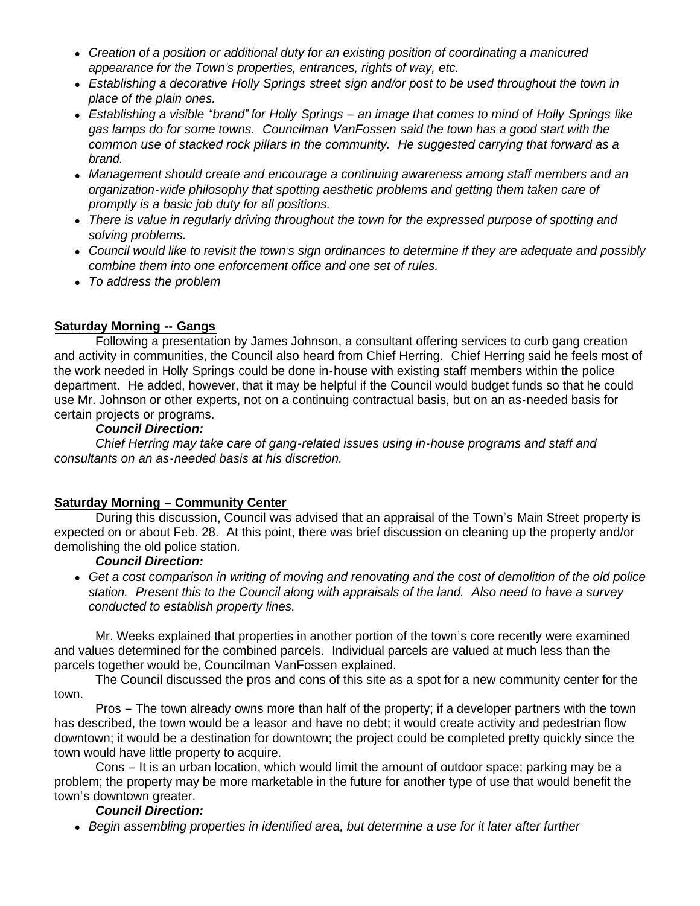- *Creation of a position or additional duty for an existing position of coordinating a manicured appearance for the Town's properties, entrances, rights of way, etc.*
- *Establishing a decorative Holly Springs street sign and/or post to be used throughout the town in place of the plain ones.*
- *Establishing a visible "brand" for Holly Springs – an image that comes to mind of Holly Springs like gas lamps do for some towns. Councilman VanFossen said the town has a good start with the common use of stacked rock pillars in the community. He suggested carrying that forward as a brand.*
- *Management should create and encourage a continuing awareness among staff members and an organization-wide philosophy that spotting aesthetic problems and getting them taken care of promptly is a basic job duty for all positions.*
- *There is value in regularly driving throughout the town for the expressed purpose of spotting and solving problems.*
- *Council would like to revisit the town's sign ordinances to determine if they are adequate and possibly combine them into one enforcement office and one set of rules.*
- *To address the problem*

**Saturday Morning -- Gangs**

Following a presentation by James Johnson, a consultant offering services to curb gang creation and activity in communities, the Council also heard from Chief Herring. Chief Herring said he feels most of the work needed in Holly Springs could be done in-house with existing staff members within the police department. He added, however, that it may be helpful if the Council would budget funds so that he could use Mr. Johnson or other experts, not on a continuing contractual basis, but on an as-needed basis for certain projects or programs.

***Council Direction:***

*Chief Herring may take care of gang-related issues using in-house programs and staff and consultants on an as-needed basis at his discretion.*

**Saturday Morning – Community Center**

During this discussion, Council was advised that an appraisal of the Town's Main Street property is expected on or about Feb. 28. At this point, there was brief discussion on cleaning up the property and/or demolishing the old police station.

***Council Direction:***

- *Get a cost comparison in writing of moving and renovating and the cost of demolition of the old police station. Present this to the Council along with appraisals of the land. Also need to have a survey conducted to establish property lines.*

Mr. Weeks explained that properties in another portion of the town's core recently were examined and values determined for the combined parcels. Individual parcels are valued at much less than the parcels together would be, Councilman VanFossen explained.

The Council discussed the pros and cons of this site as a spot for a new community center for the town.

Pros – The town already owns more than half of the property; if a developer partners with the town has described, the town would be a leasor and have no debt; it would create activity and pedestrian flow downtown; it would be a destination for downtown; the project could be completed pretty quickly since the town would have little property to acquire.

Cons – It is an urban location, which would limit the amount of outdoor space; parking may be a problem; the property may be more marketable in the future for another type of use that would benefit the town's downtown greater.

***Council Direction:***

- *Begin assembling properties in identified area, but determine a use for it later after further*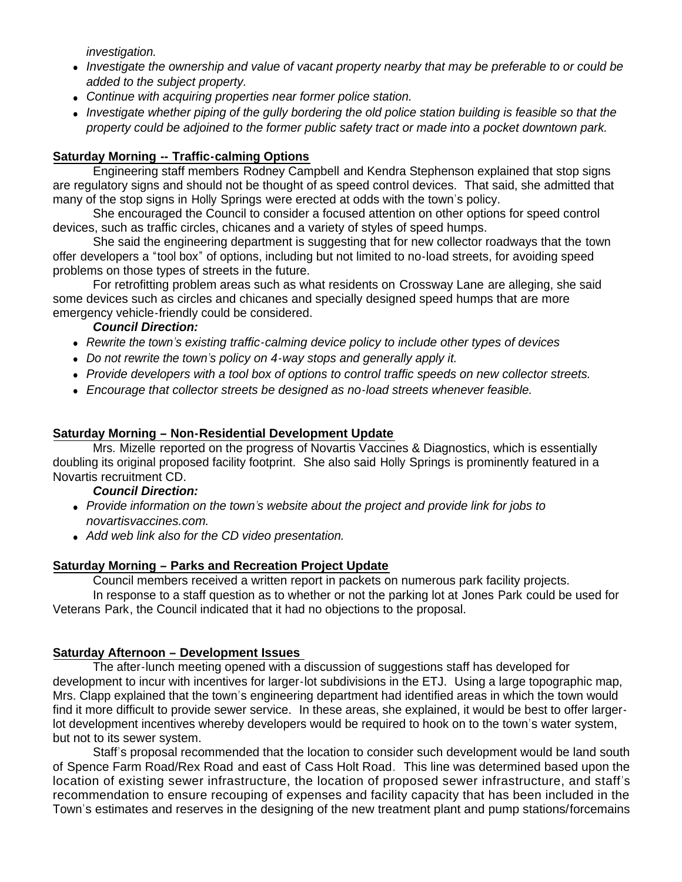*investigation.*

- *Investigate the ownership and value of vacant property nearby that may be preferable to or could be added to the subject property.*
- *Continue with acquiring properties near former police station.*
- *Investigate whether piping of the gully bordering the old police station building is feasible so that the property could be adjoined to the former public safety tract or made into a pocket downtown park.*

**Saturday Morning -- Traffic-calming Options**

Engineering staff members Rodney Campbell and Kendra Stephenson explained that stop signs are regulatory signs and should not be thought of as speed control devices. That said, she admitted that many of the stop signs in Holly Springs were erected at odds with the town's policy.

She encouraged the Council to consider a focused attention on other options for speed control devices, such as traffic circles, chicanes and a variety of styles of speed humps.

She said the engineering department is suggesting that for new collector roadways that the town offer developers a "tool box" of options, including but not limited to no-load streets, for avoiding speed problems on those types of streets in the future.

For retrofitting problem areas such as what residents on Crossway Lane are alleging, she said some devices such as circles and chicanes and specially designed speed humps that are more emergency vehicle-friendly could be considered.

***Council Direction:***

- *Rewrite the town's existing traffic-calming device policy to include other types of devices*
- *Do not rewrite the town's policy on 4-way stops and generally apply it.*
- *Provide developers with a tool box of options to control traffic speeds on new collector streets.*
- *Encourage that collector streets be designed as no-load streets whenever feasible.*

**Saturday Morning – Non-Residential Development Update**

Mrs. Mizelle reported on the progress of Novartis Vaccines & Diagnostics, which is essentially doubling its original proposed facility footprint. She also said Holly Springs is prominently featured in a Novartis recruitment CD.

***Council Direction:***

- *Provide information on the town's website about the project and provide link for jobs to novartisvaccines.com.*
- *Add web link also for the CD video presentation.*

**Saturday Morning – Parks and Recreation Project Update**

Council members received a written report in packets on numerous park facility projects.

In response to a staff question as to whether or not the parking lot at Jones Park could be used for Veterans Park, the Council indicated that it had no objections to the proposal.

**Saturday Afternoon – Development Issues**

The after-lunch meeting opened with a discussion of suggestions staff has developed for development to incur with incentives for larger-lot subdivisions in the ETJ. Using a large topographic map, Mrs. Clapp explained that the town's engineering department had identified areas in which the town would find it more difficult to provide sewer service. In these areas, she explained, it would be best to offer larger-lot development incentives whereby developers would be required to hook on to the town's water system, but not to its sewer system.

Staff's proposal recommended that the location to consider such development would be land south of Spence Farm Road/Rex Road and east of Cass Holt Road. This line was determined based upon the location of existing sewer infrastructure, the location of proposed sewer infrastructure, and staff's recommendation to ensure recouping of expenses and facility capacity that has been included in the Town's estimates and reserves in the designing of the new treatment plant and pump stations/forcemains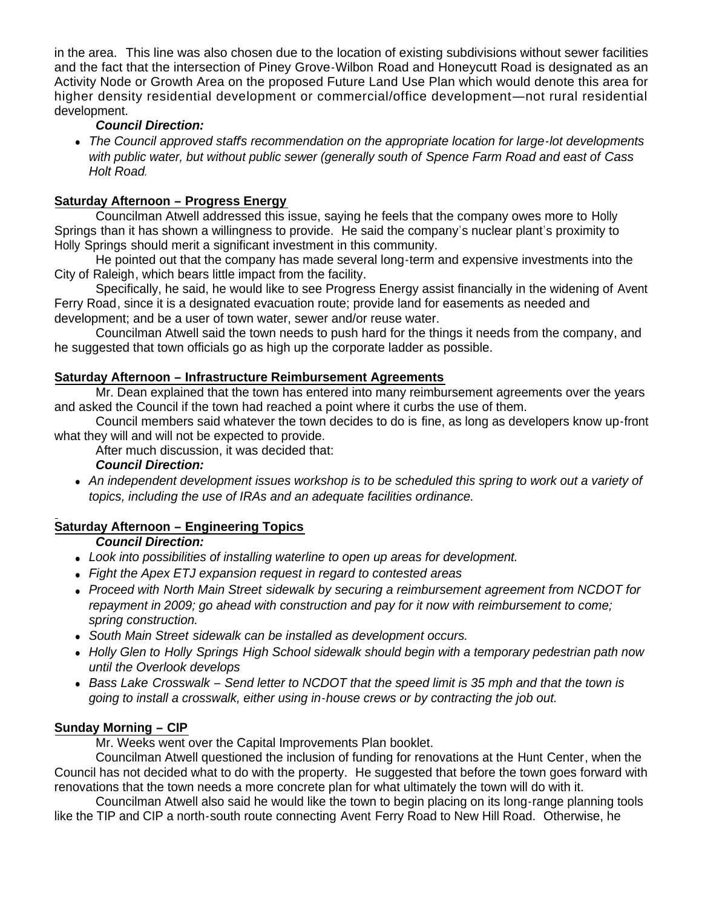in the area. This line was also chosen due to the location of existing subdivisions without sewer facilities and the fact that the intersection of Piney Grove-Wilbon Road and Honeycutt Road is designated as an Activity Node or Growth Area on the proposed Future Land Use Plan which would denote this area for higher density residential development or commercial/office development—not rural residential development.

***Council Direction:***

- *The Council approved staff's recommendation on the appropriate location for large-lot developments with public water, but without public sewer (generally south of Spence Farm Road and east of Cass Holt Road.*

**Saturday Afternoon – Progress Energy**

Councilman Atwell addressed this issue, saying he feels that the company owes more to Holly Springs than it has shown a willingness to provide. He said the company's nuclear plant's proximity to Holly Springs should merit a significant investment in this community.

He pointed out that the company has made several long-term and expensive investments into the City of Raleigh, which bears little impact from the facility.

Specifically, he said, he would like to see Progress Energy assist financially in the widening of Avent Ferry Road, since it is a designated evacuation route; provide land for easements as needed and development; and be a user of town water, sewer and/or reuse water.

Councilman Atwell said the town needs to push hard for the things it needs from the company, and he suggested that town officials go as high up the corporate ladder as possible.

**Saturday Afternoon – Infrastructure Reimbursement Agreements**

Mr. Dean explained that the town has entered into many reimbursement agreements over the years and asked the Council if the town had reached a point where it curbs the use of them.

Council members said whatever the town decides to do is fine, as long as developers know up-front what they will and will not be expected to provide.

After much discussion, it was decided that:

***Council Direction:***

- *An independent development issues workshop is to be scheduled this spring to work out a variety of topics, including the use of IRAs and an adequate facilities ordinance.*

**Saturday Afternoon – Engineering Topics**

***Council Direction:***

- *Look into possibilities of installing waterline to open up areas for development.*
- *Fight the Apex ETJ expansion request in regard to contested areas*
- *Proceed with North Main Street sidewalk by securing a reimbursement agreement from NCDOT for repayment in 2009; go ahead with construction and pay for it now with reimbursement to come; spring construction.*
- *South Main Street sidewalk can be installed as development occurs.*
- *Holly Glen to Holly Springs High School sidewalk should begin with a temporary pedestrian path now until the Overlook develops*
- *Bass Lake Crosswalk – Send letter to NCDOT that the speed limit is 35 mph and that the town is going to install a crosswalk, either using in-house crews or by contracting the job out.*

**Sunday Morning – CIP**

Mr. Weeks went over the Capital Improvements Plan booklet.

Councilman Atwell questioned the inclusion of funding for renovations at the Hunt Center, when the Council has not decided what to do with the property. He suggested that before the town goes forward with renovations that the town needs a more concrete plan for what ultimately the town will do with it.

Councilman Atwell also said he would like the town to begin placing on its long-range planning tools like the TIP and CIP a north-south route connecting Avent Ferry Road to New Hill Road. Otherwise, he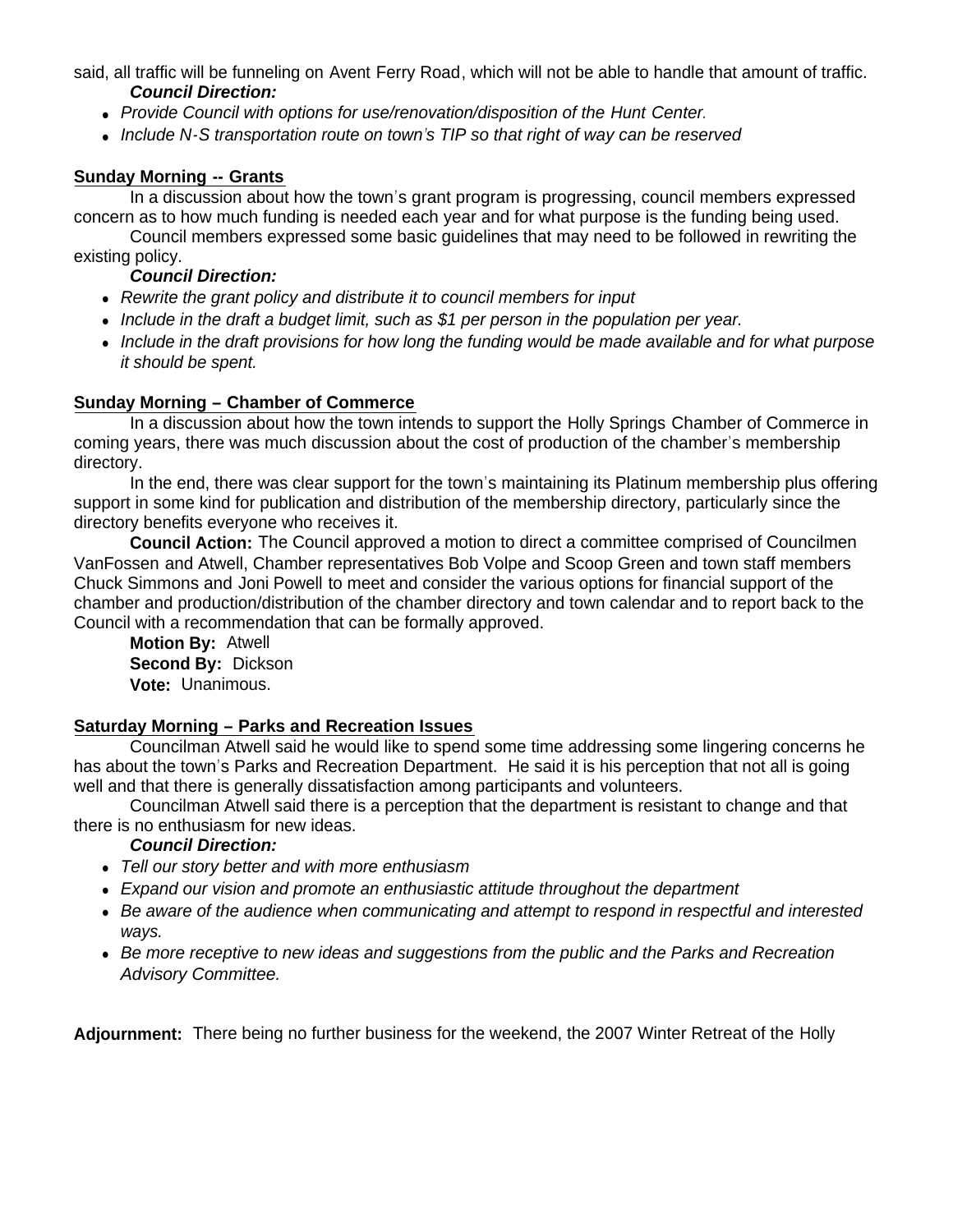said, all traffic will be funneling on Avent Ferry Road, which will not be able to handle that amount of traffic.

***Council Direction:***

- *Provide Council with options for use/renovation/disposition of the Hunt Center.*
- *Include N-S transportation route on town's TIP so that right of way can be reserved*

**<u>Sunday Morning -- Grants</u>**

In a discussion about how the town's grant program is progressing, council members expressed concern as to how much funding is needed each year and for what purpose is the funding being used.

Council members expressed some basic guidelines that may need to be followed in rewriting the existing policy.

***Council Direction:***

- *Rewrite the grant policy and distribute it to council members for input*
- *Include in the draft a budget limit, such as $1 per person in the population per year.*
- *Include in the draft provisions for how long the funding would be made available and for what purpose it should be spent.*

**<u>Sunday Morning – Chamber of Commerce</u>**

In a discussion about how the town intends to support the Holly Springs Chamber of Commerce in coming years, there was much discussion about the cost of production of the chamber's membership directory.

In the end, there was clear support for the town's maintaining its Platinum membership plus offering support in some kind for publication and distribution of the membership directory, particularly since the directory benefits everyone who receives it.

**Council Action:** The Council approved a motion to direct a committee comprised of Councilmen VanFossen and Atwell, Chamber representatives Bob Volpe and Scoop Green and town staff members Chuck Simmons and Joni Powell to meet and consider the various options for financial support of the chamber and production/distribution of the chamber directory and town calendar and to report back to the Council with a recommendation that can be formally approved.

**Motion By:** Atwell
**Second By:** Dickson
**Vote:** Unanimous.

**<u>Saturday Morning – Parks and Recreation Issues</u>**

Councilman Atwell said he would like to spend some time addressing some lingering concerns he has about the town's Parks and Recreation Department. He said it is his perception that not all is going well and that there is generally dissatisfaction among participants and volunteers.

Councilman Atwell said there is a perception that the department is resistant to change and that there is no enthusiasm for new ideas.

***Council Direction:***

- *Tell our story better and with more enthusiasm*
- *Expand our vision and promote an enthusiastic attitude throughout the department*
- *Be aware of the audience when communicating and attempt to respond in respectful and interested ways.*
- *Be more receptive to new ideas and suggestions from the public and the Parks and Recreation Advisory Committee.*

**Adjournment:** There being no further business for the weekend, the 2007 Winter Retreat of the Holly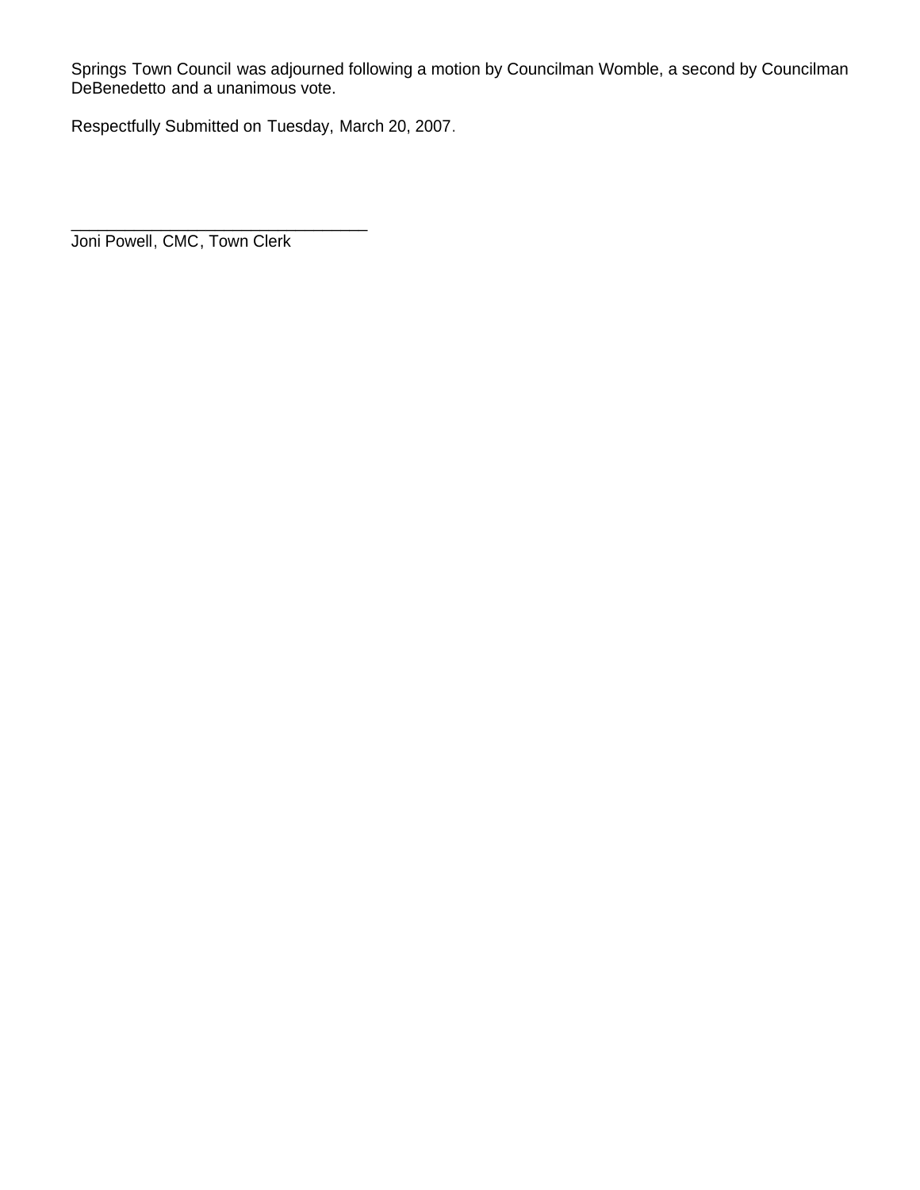Springs Town Council was adjourned following a motion by Councilman Womble, a second by Councilman DeBenedetto and a unanimous vote.

Respectfully Submitted on Tuesday, March 20, 2007.

_________________________________
Joni Powell, CMC, Town Clerk